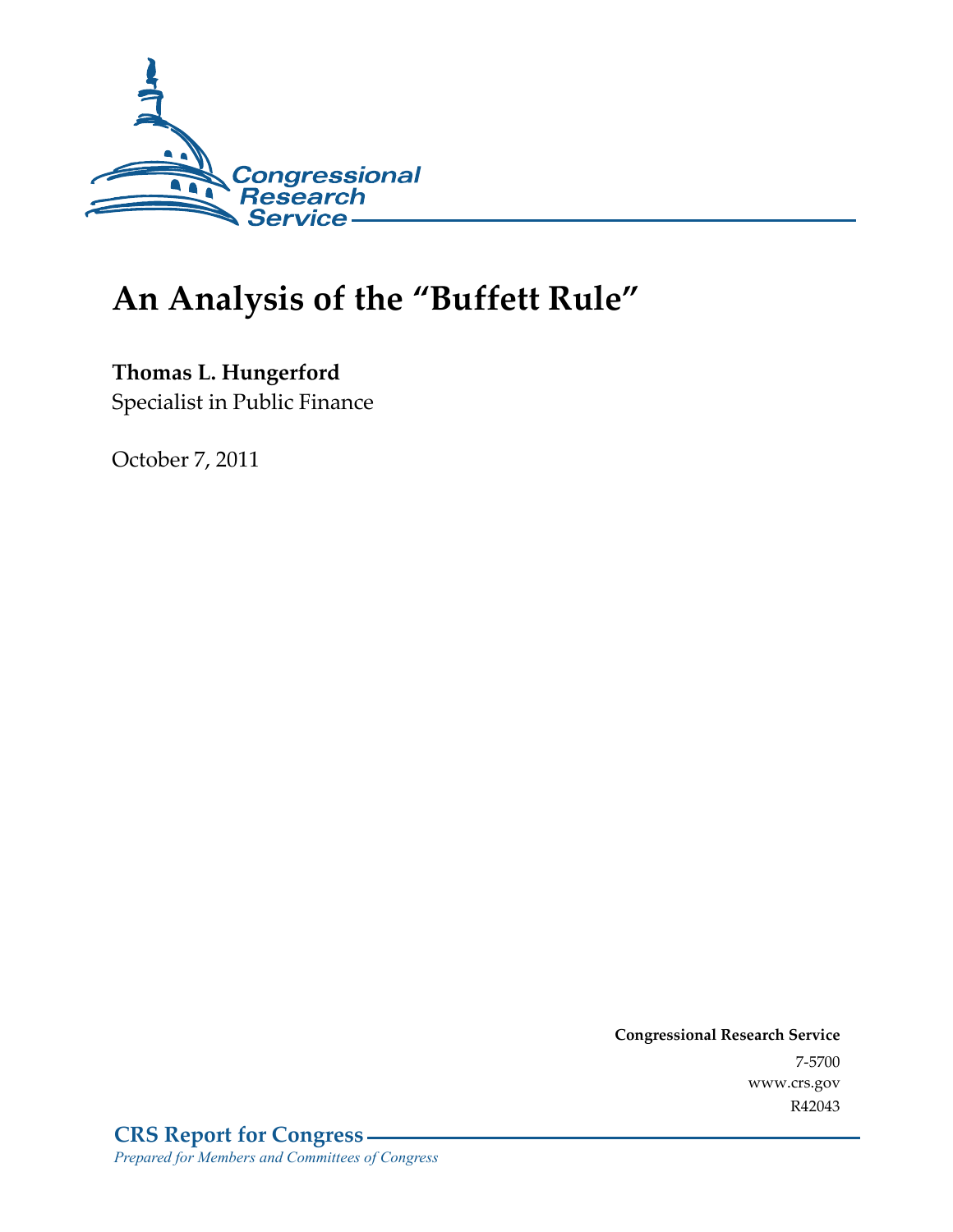Congressional Research Service

# An Analysis of the "Buffett Rule"

**Thomas L. Hungerford**
Specialist in Public Finance

October 7, 2011

**Congressional Research Service**
7-5700
www.crs.gov
R42043

**CRS Report for Congress**
*Prepared for Members and Committees of Congress*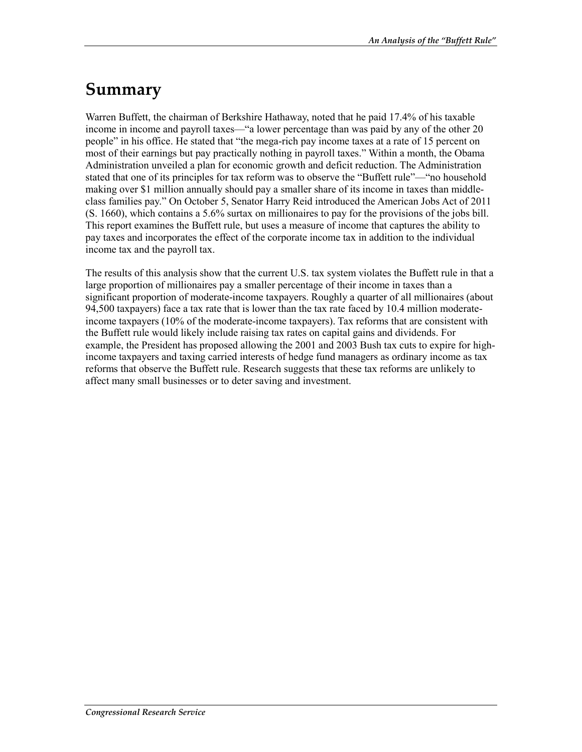# Summary

Warren Buffett, the chairman of Berkshire Hathaway, noted that he paid 17.4% of his taxable income in income and payroll taxes—"a lower percentage than was paid by any of the other 20 people" in his office. He stated that "the mega-rich pay income taxes at a rate of 15 percent on most of their earnings but pay practically nothing in payroll taxes." Within a month, the Obama Administration unveiled a plan for economic growth and deficit reduction. The Administration stated that one of its principles for tax reform was to observe the "Buffett rule"—"no household making over $1 million annually should pay a smaller share of its income in taxes than middle-class families pay." On October 5, Senator Harry Reid introduced the American Jobs Act of 2011 (S. 1660), which contains a 5.6% surtax on millionaires to pay for the provisions of the jobs bill. This report examines the Buffett rule, but uses a measure of income that captures the ability to pay taxes and incorporates the effect of the corporate income tax in addition to the individual income tax and the payroll tax.

The results of this analysis show that the current U.S. tax system violates the Buffett rule in that a large proportion of millionaires pay a smaller percentage of their income in taxes than a significant proportion of moderate-income taxpayers. Roughly a quarter of all millionaires (about 94,500 taxpayers) face a tax rate that is lower than the tax rate faced by 10.4 million moderate-income taxpayers (10% of the moderate-income taxpayers). Tax reforms that are consistent with the Buffett rule would likely include raising tax rates on capital gains and dividends. For example, the President has proposed allowing the 2001 and 2003 Bush tax cuts to expire for high-income taxpayers and taxing carried interests of hedge fund managers as ordinary income as tax reforms that observe the Buffett rule. Research suggests that these tax reforms are unlikely to affect many small businesses or to deter saving and investment.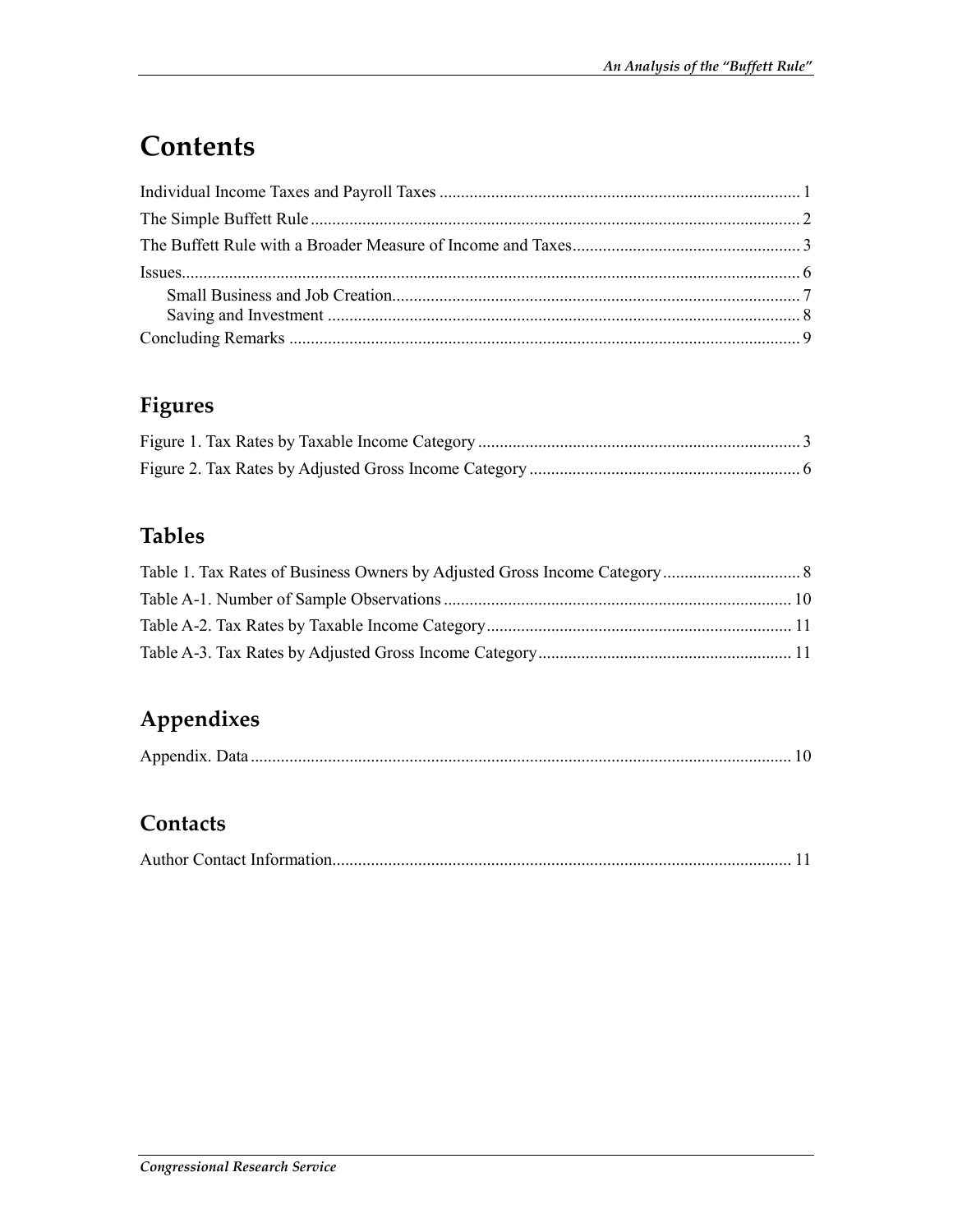# Contents

Individual Income Taxes and Payroll Taxes ........................................................................................ 1
The Simple Buffett Rule ..................................................................................................................... 2
The Buffett Rule with a Broader Measure of Income and Taxes ........................................................ 3
Issues ................................................................................................................................................. 6
Small Business and Job Creation .................................................................................................. 7
Saving and Investment ................................................................................................................. 8
Concluding Remarks ......................................................................................................................... 9

## Figures

Figure 1. Tax Rates by Taxable Income Category ............................................................................ 3
Figure 2. Tax Rates by Adjusted Gross Income Category ................................................................ 6

## Tables

Table 1. Tax Rates of Business Owners by Adjusted Gross Income Category ................................. 8
Table A-1. Number of Sample Observations .................................................................................. 10
Table A-2. Tax Rates by Taxable Income Category ........................................................................ 11
Table A-3. Tax Rates by Adjusted Gross Income Category ............................................................ 11

## Appendixes

Appendix. Data ................................................................................................................................ 10

## Contacts

Author Contact Information ............................................................................................................. 11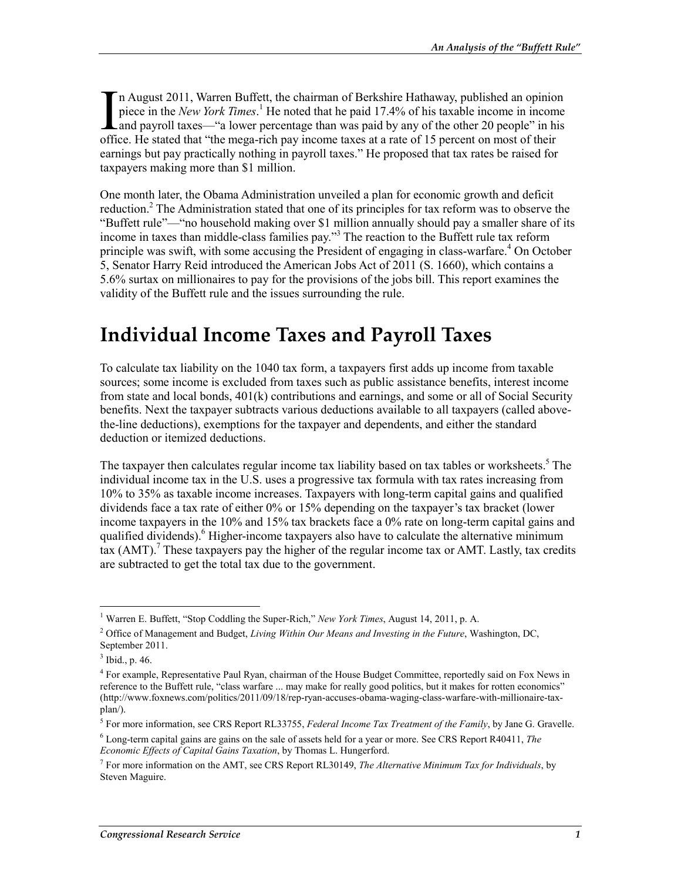In August 2011, Warren Buffett, the chairman of Berkshire Hathaway, published an opinion piece in the *New York Times*.[1] He noted that he paid 17.4% of his taxable income in income and payroll taxes—"a lower percentage than was paid by any of the other 20 people" in his office. He stated that "the mega-rich pay income taxes at a rate of 15 percent on most of their earnings but pay practically nothing in payroll taxes." He proposed that tax rates be raised for taxpayers making more than $1 million.

One month later, the Obama Administration unveiled a plan for economic growth and deficit reduction.[2] The Administration stated that one of its principles for tax reform was to observe the "Buffett rule"—"no household making over $1 million annually should pay a smaller share of its income in taxes than middle-class families pay."[3] The reaction to the Buffett rule tax reform principle was swift, with some accusing the President of engaging in class-warfare.[4] On October 5, Senator Harry Reid introduced the American Jobs Act of 2011 (S. 1660), which contains a 5.6% surtax on millionaires to pay for the provisions of the jobs bill. This report examines the validity of the Buffett rule and the issues surrounding the rule.

# Individual Income Taxes and Payroll Taxes

To calculate tax liability on the 1040 tax form, a taxpayers first adds up income from taxable sources; some income is excluded from taxes such as public assistance benefits, interest income from state and local bonds, 401(k) contributions and earnings, and some or all of Social Security benefits. Next the taxpayer subtracts various deductions available to all taxpayers (called above-the-line deductions), exemptions for the taxpayer and dependents, and either the standard deduction or itemized deductions.

The taxpayer then calculates regular income tax liability based on tax tables or worksheets.[5] The individual income tax in the U.S. uses a progressive tax formula with tax rates increasing from 10% to 35% as taxable income increases. Taxpayers with long-term capital gains and qualified dividends face a tax rate of either 0% or 15% depending on the taxpayer's tax bracket (lower income taxpayers in the 10% and 15% tax brackets face a 0% rate on long-term capital gains and qualified dividends).[6] Higher-income taxpayers also have to calculate the alternative minimum tax (AMT).[7] These taxpayers pay the higher of the regular income tax or AMT. Lastly, tax credits are subtracted to get the total tax due to the government.

---

[1] Warren E. Buffett, "Stop Coddling the Super-Rich," *New York Times*, August 14, 2011, p. A.

[2] Office of Management and Budget, *Living Within Our Means and Investing in the Future*, Washington, DC, September 2011.

[3] Ibid., p. 46.

[4] For example, Representative Paul Ryan, chairman of the House Budget Committee, reportedly said on Fox News in reference to the Buffett rule, "class warfare ... may make for really good politics, but it makes for rotten economics" (http://www.foxnews.com/politics/2011/09/18/rep-ryan-accuses-obama-waging-class-warfare-with-millionaire-tax-plan/).

[5] For more information, see CRS Report RL33755, *Federal Income Tax Treatment of the Family*, by Jane G. Gravelle.

[6] Long-term capital gains are gains on the sale of assets held for a year or more. See CRS Report R40411, *The Economic Effects of Capital Gains Taxation*, by Thomas L. Hungerford.

[7] For more information on the AMT, see CRS Report RL30149, *The Alternative Minimum Tax for Individuals*, by Steven Maguire.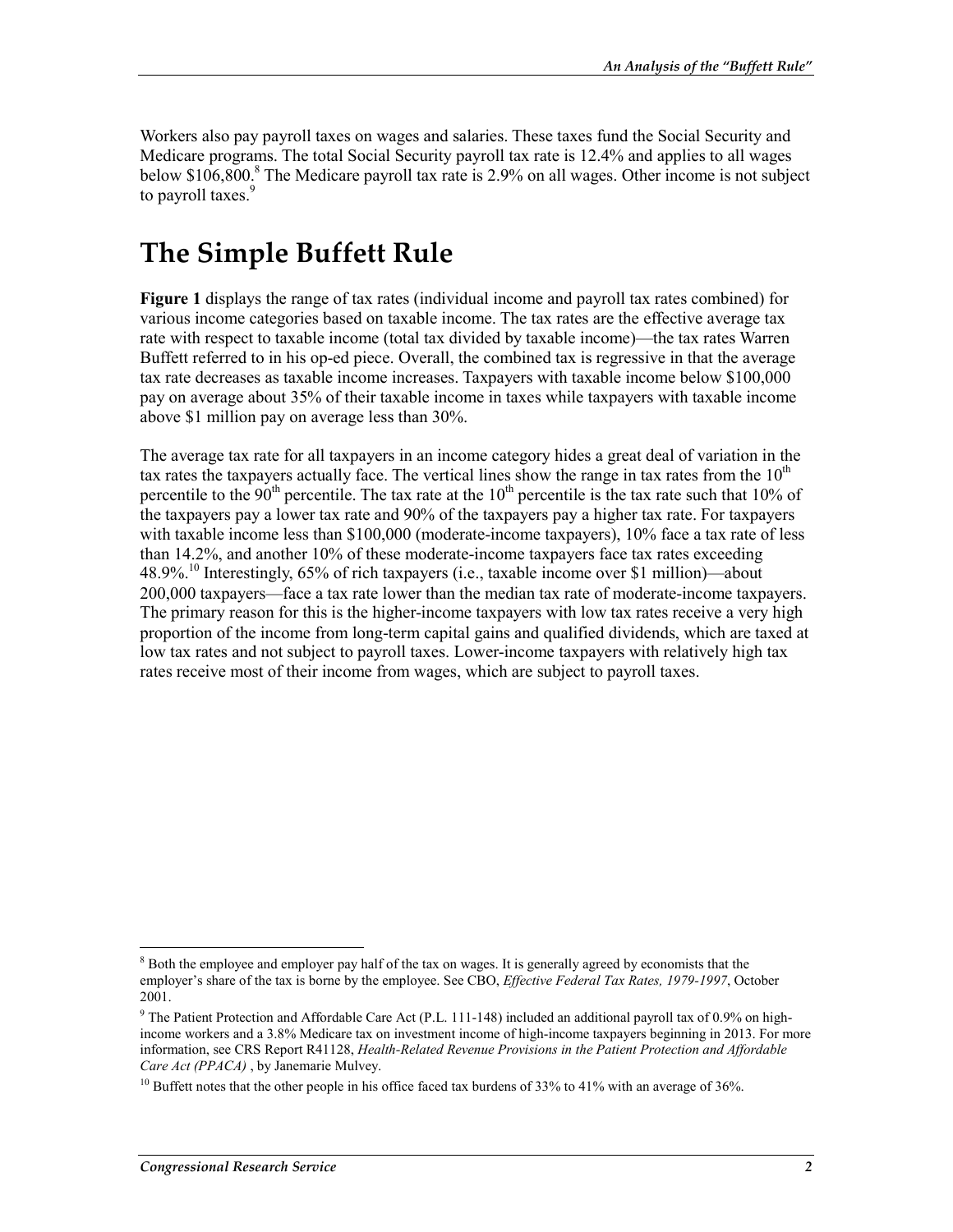Workers also pay payroll taxes on wages and salaries. These taxes fund the Social Security and Medicare programs. The total Social Security payroll tax rate is 12.4% and applies to all wages below $106,800.[8] The Medicare payroll tax rate is 2.9% on all wages. Other income is not subject to payroll taxes.[9]

# The Simple Buffett Rule

**Figure 1** displays the range of tax rates (individual income and payroll tax rates combined) for various income categories based on taxable income. The tax rates are the effective average tax rate with respect to taxable income (total tax divided by taxable income)—the tax rates Warren Buffett referred to in his op-ed piece. Overall, the combined tax is regressive in that the average tax rate decreases as taxable income increases. Taxpayers with taxable income below $100,000 pay on average about 35% of their taxable income in taxes while taxpayers with taxable income above $1 million pay on average less than 30%.

The average tax rate for all taxpayers in an income category hides a great deal of variation in the tax rates the taxpayers actually face. The vertical lines show the range in tax rates from the 10th percentile to the 90th percentile. The tax rate at the 10th percentile is the tax rate such that 10% of the taxpayers pay a lower tax rate and 90% of the taxpayers pay a higher tax rate. For taxpayers with taxable income less than $100,000 (moderate-income taxpayers), 10% face a tax rate of less than 14.2%, and another 10% of these moderate-income taxpayers face tax rates exceeding 48.9%.[10] Interestingly, 65% of rich taxpayers (i.e., taxable income over $1 million)—about 200,000 taxpayers—face a tax rate lower than the median tax rate of moderate-income taxpayers. The primary reason for this is the higher-income taxpayers with low tax rates receive a very high proportion of the income from long-term capital gains and qualified dividends, which are taxed at low tax rates and not subject to payroll taxes. Lower-income taxpayers with relatively high tax rates receive most of their income from wages, which are subject to payroll taxes.

---

[8] Both the employee and employer pay half of the tax on wages. It is generally agreed by economists that the employer's share of the tax is borne by the employee. See CBO, *Effective Federal Tax Rates, 1979-1997*, October 2001.

[9] The Patient Protection and Affordable Care Act (P.L. 111-148) included an additional payroll tax of 0.9% on high-income workers and a 3.8% Medicare tax on investment income of high-income taxpayers beginning in 2013. For more information, see CRS Report R41128, *Health-Related Revenue Provisions in the Patient Protection and Affordable Care Act (PPACA)* , by Janemarie Mulvey.

[10] Buffett notes that the other people in his office faced tax burdens of 33% to 41% with an average of 36%.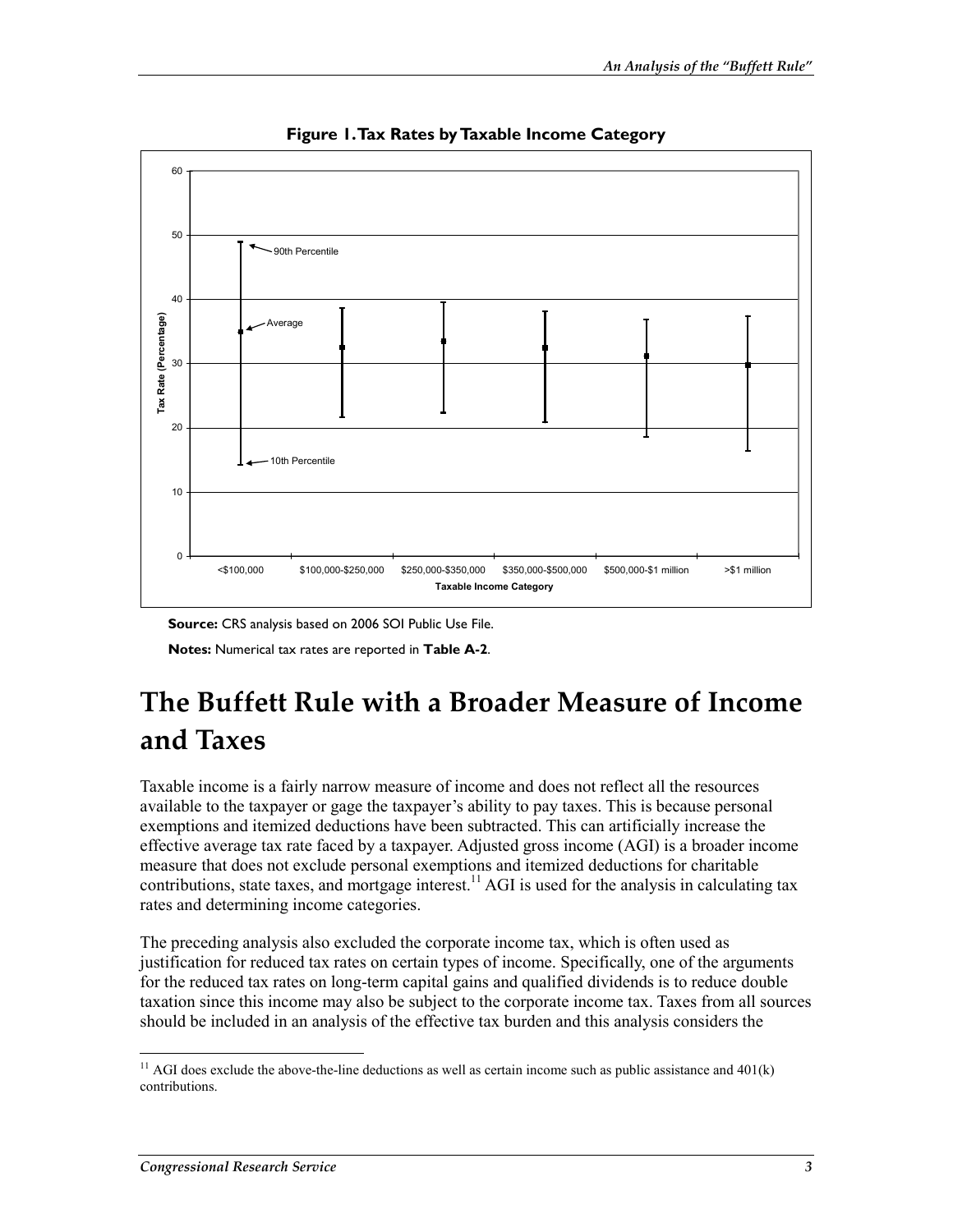**Figure 1. Tax Rates by Taxable Income Category**

**Source:** CRS analysis based on 2006 SOI Public Use File.

**Notes:** Numerical tax rates are reported in **Table A-2**.

# The Buffett Rule with a Broader Measure of Income and Taxes

Taxable income is a fairly narrow measure of income and does not reflect all the resources available to the taxpayer or gage the taxpayer's ability to pay taxes. This is because personal exemptions and itemized deductions have been subtracted. This can artificially increase the effective average tax rate faced by a taxpayer. Adjusted gross income (AGI) is a broader income measure that does not exclude personal exemptions and itemized deductions for charitable contributions, state taxes, and mortgage interest.[11] AGI is used for the analysis in calculating tax rates and determining income categories.

The preceding analysis also excluded the corporate income tax, which is often used as justification for reduced tax rates on certain types of income. Specifically, one of the arguments for the reduced tax rates on long-term capital gains and qualified dividends is to reduce double taxation since this income may also be subject to the corporate income tax. Taxes from all sources should be included in an analysis of the effective tax burden and this analysis considers the

---

[11] AGI does exclude the above-the-line deductions as well as certain income such as public assistance and 401(k) contributions.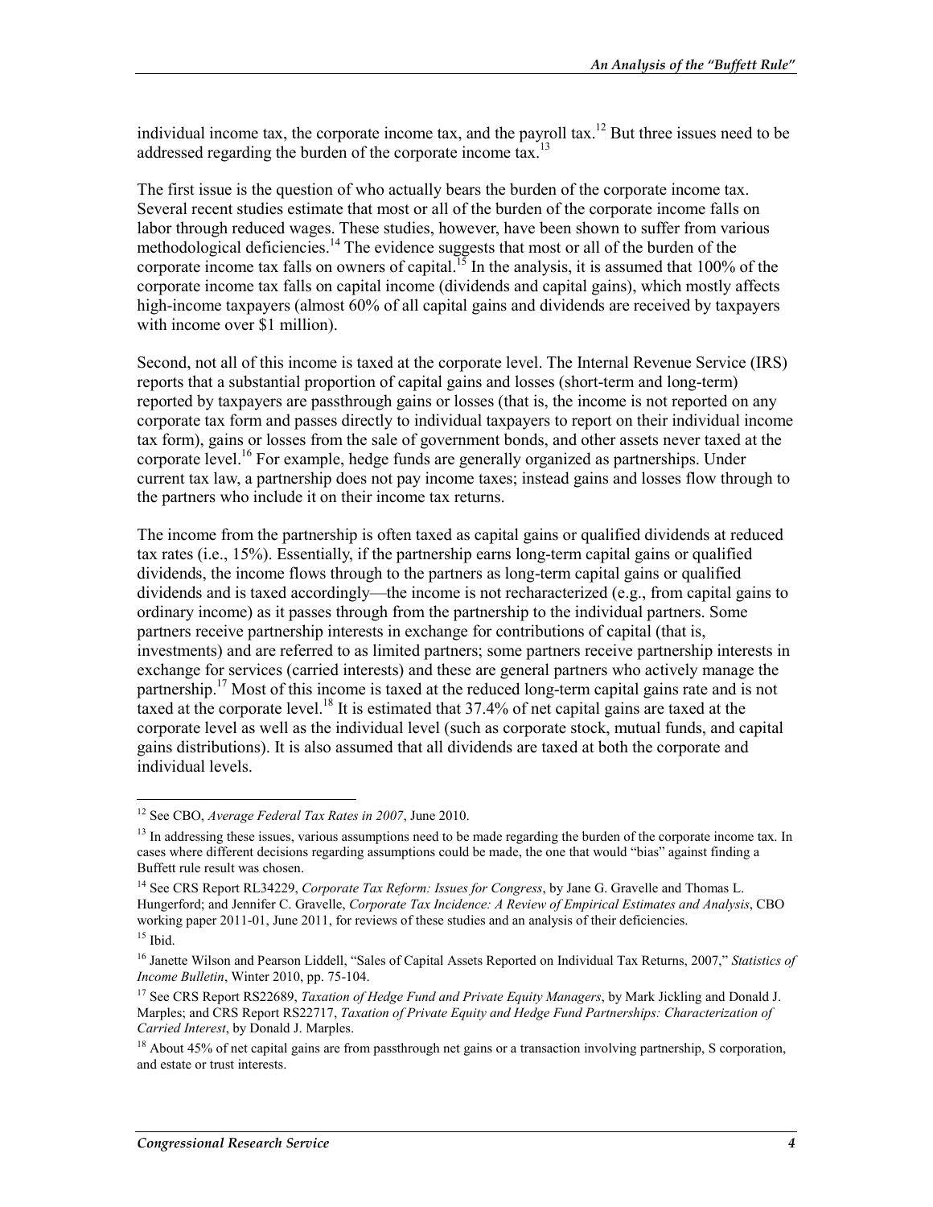individual income tax, the corporate income tax, and the payroll tax.[12] But three issues need to be addressed regarding the burden of the corporate income tax.[13]

The first issue is the question of who actually bears the burden of the corporate income tax. Several recent studies estimate that most or all of the burden of the corporate income falls on labor through reduced wages. These studies, however, have been shown to suffer from various methodological deficiencies.[14] The evidence suggests that most or all of the burden of the corporate income tax falls on owners of capital.[15] In the analysis, it is assumed that 100% of the corporate income tax falls on capital income (dividends and capital gains), which mostly affects high-income taxpayers (almost 60% of all capital gains and dividends are received by taxpayers with income over $1 million).

Second, not all of this income is taxed at the corporate level. The Internal Revenue Service (IRS) reports that a substantial proportion of capital gains and losses (short-term and long-term) reported by taxpayers are passthrough gains or losses (that is, the income is not reported on any corporate tax form and passes directly to individual taxpayers to report on their individual income tax form), gains or losses from the sale of government bonds, and other assets never taxed at the corporate level.[16] For example, hedge funds are generally organized as partnerships. Under current tax law, a partnership does not pay income taxes; instead gains and losses flow through to the partners who include it on their income tax returns.

The income from the partnership is often taxed as capital gains or qualified dividends at reduced tax rates (i.e., 15%). Essentially, if the partnership earns long-term capital gains or qualified dividends, the income flows through to the partners as long-term capital gains or qualified dividends and is taxed accordingly—the income is not recharacterized (e.g., from capital gains to ordinary income) as it passes through from the partnership to the individual partners. Some partners receive partnership interests in exchange for contributions of capital (that is, investments) and are referred to as limited partners; some partners receive partnership interests in exchange for services (carried interests) and these are general partners who actively manage the partnership.[17] Most of this income is taxed at the reduced long-term capital gains rate and is not taxed at the corporate level.[18] It is estimated that 37.4% of net capital gains are taxed at the corporate level as well as the individual level (such as corporate stock, mutual funds, and capital gains distributions). It is also assumed that all dividends are taxed at both the corporate and individual levels.

---

[12] See CBO, *Average Federal Tax Rates in 2007*, June 2010.

[13] In addressing these issues, various assumptions need to be made regarding the burden of the corporate income tax. In cases where different decisions regarding assumptions could be made, the one that would "bias" against finding a Buffett rule result was chosen.

[14] See CRS Report RL34229, *Corporate Tax Reform: Issues for Congress*, by Jane G. Gravelle and Thomas L. Hungerford; and Jennifer C. Gravelle, *Corporate Tax Incidence: A Review of Empirical Estimates and Analysis*, CBO working paper 2011-01, June 2011, for reviews of these studies and an analysis of their deficiencies.

[15] Ibid.

[16] Janette Wilson and Pearson Liddell, "Sales of Capital Assets Reported on Individual Tax Returns, 2007," *Statistics of Income Bulletin*, Winter 2010, pp. 75-104.

[17] See CRS Report RS22689, *Taxation of Hedge Fund and Private Equity Managers*, by Mark Jickling and Donald J. Marples; and CRS Report RS22717, *Taxation of Private Equity and Hedge Fund Partnerships: Characterization of Carried Interest*, by Donald J. Marples.

[18] About 45% of net capital gains are from passthrough net gains or a transaction involving partnership, S corporation, and estate or trust interests.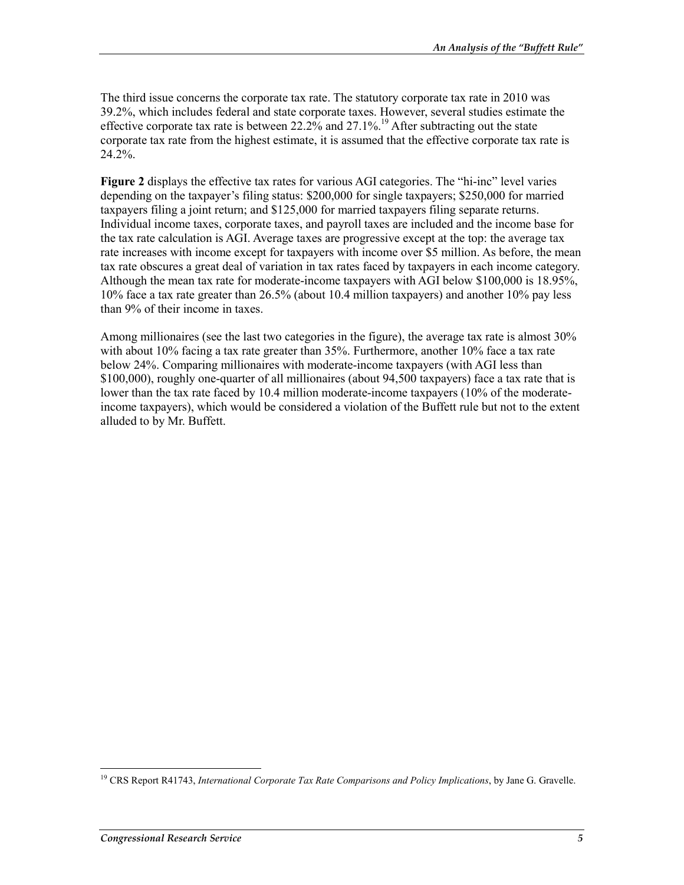The third issue concerns the corporate tax rate. The statutory corporate tax rate in 2010 was 39.2%, which includes federal and state corporate taxes. However, several studies estimate the effective corporate tax rate is between 22.2% and 27.1%.[19] After subtracting out the state corporate tax rate from the highest estimate, it is assumed that the effective corporate tax rate is 24.2%.

**Figure 2** displays the effective tax rates for various AGI categories. The "hi-inc" level varies depending on the taxpayer's filing status: $200,000 for single taxpayers; $250,000 for married taxpayers filing a joint return; and $125,000 for married taxpayers filing separate returns. Individual income taxes, corporate taxes, and payroll taxes are included and the income base for the tax rate calculation is AGI. Average taxes are progressive except at the top: the average tax rate increases with income except for taxpayers with income over $5 million. As before, the mean tax rate obscures a great deal of variation in tax rates faced by taxpayers in each income category. Although the mean tax rate for moderate-income taxpayers with AGI below $100,000 is 18.95%, 10% face a tax rate greater than 26.5% (about 10.4 million taxpayers) and another 10% pay less than 9% of their income in taxes.

Among millionaires (see the last two categories in the figure), the average tax rate is almost 30% with about 10% facing a tax rate greater than 35%. Furthermore, another 10% face a tax rate below 24%. Comparing millionaires with moderate-income taxpayers (with AGI less than $100,000), roughly one-quarter of all millionaires (about 94,500 taxpayers) face a tax rate that is lower than the tax rate faced by 10.4 million moderate-income taxpayers (10% of the moderate-income taxpayers), which would be considered a violation of the Buffett rule but not to the extent alluded to by Mr. Buffett.

---

[19] CRS Report R41743, *International Corporate Tax Rate Comparisons and Policy Implications*, by Jane G. Gravelle.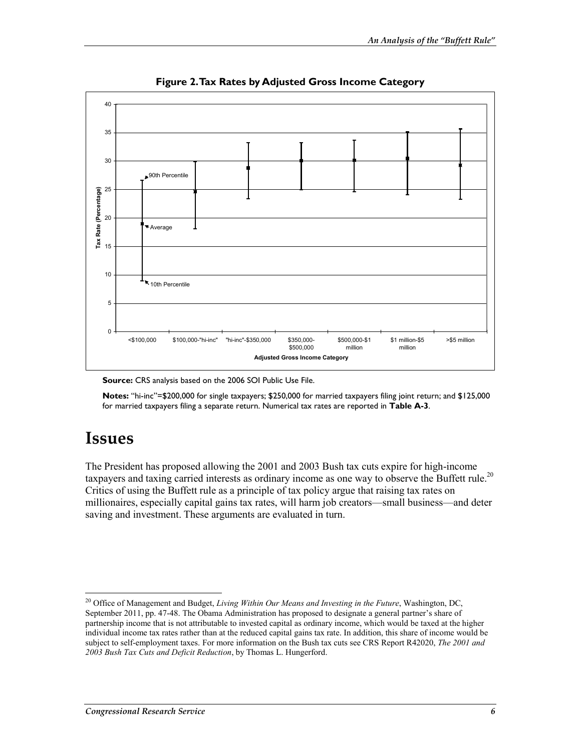**Figure 2. Tax Rates by Adjusted Gross Income Category**

**Source:** CRS analysis based on the 2006 SOI Public Use File.

**Notes:** "hi-inc"=$200,000 for single taxpayers; $250,000 for married taxpayers filing joint return; and $125,000 for married taxpayers filing a separate return. Numerical tax rates are reported in **Table A-3**.

# Issues

The President has proposed allowing the 2001 and 2003 Bush tax cuts expire for high-income taxpayers and taxing carried interests as ordinary income as one way to observe the Buffett rule.[20] Critics of using the Buffett rule as a principle of tax policy argue that raising tax rates on millionaires, especially capital gains tax rates, will harm job creators—small business—and deter saving and investment. These arguments are evaluated in turn.

---

[20] Office of Management and Budget, *Living Within Our Means and Investing in the Future*, Washington, DC, September 2011, pp. 47-48. The Obama Administration has proposed to designate a general partner's share of partnership income that is not attributable to invested capital as ordinary income, which would be taxed at the higher individual income tax rates rather than at the reduced capital gains tax rate. In addition, this share of income would be subject to self-employment taxes. For more information on the Bush tax cuts see CRS Report R42020, *The 2001 and 2003 Bush Tax Cuts and Deficit Reduction*, by Thomas L. Hungerford.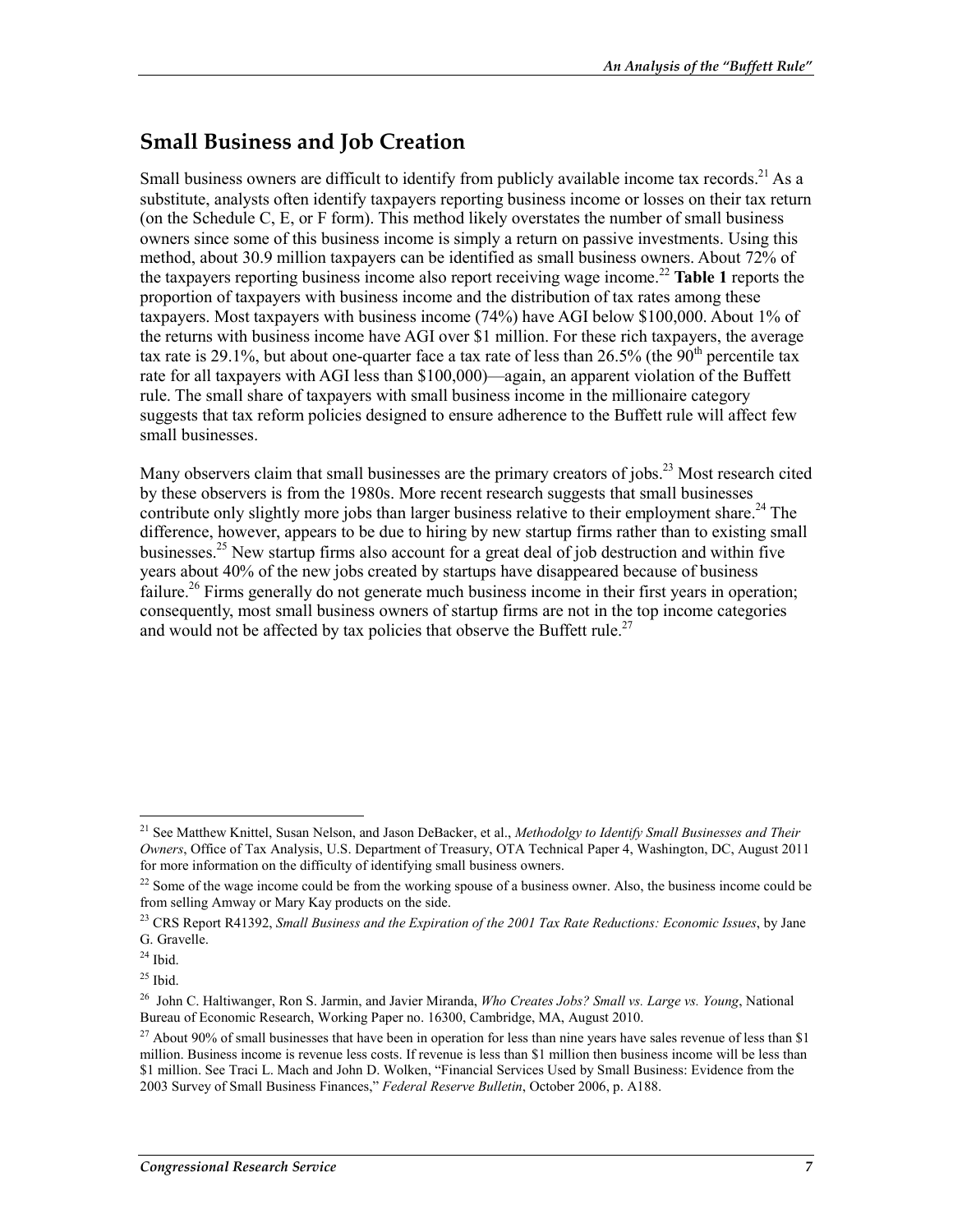## Small Business and Job Creation

Small business owners are difficult to identify from publicly available income tax records.[21] As a substitute, analysts often identify taxpayers reporting business income or losses on their tax return (on the Schedule C, E, or F form). This method likely overstates the number of small business owners since some of this business income is simply a return on passive investments. Using this method, about 30.9 million taxpayers can be identified as small business owners. About 72% of the taxpayers reporting business income also report receiving wage income.[22] **Table 1** reports the proportion of taxpayers with business income and the distribution of tax rates among these taxpayers. Most taxpayers with business income (74%) have AGI below \$100,000. About 1% of the returns with business income have AGI over \$1 million. For these rich taxpayers, the average tax rate is 29.1%, but about one-quarter face a tax rate of less than 26.5% (the 90th percentile tax rate for all taxpayers with AGI less than \$100,000)—again, an apparent violation of the Buffett rule. The small share of taxpayers with small business income in the millionaire category suggests that tax reform policies designed to ensure adherence to the Buffett rule will affect few small businesses.

Many observers claim that small businesses are the primary creators of jobs.[23] Most research cited by these observers is from the 1980s. More recent research suggests that small businesses contribute only slightly more jobs than larger business relative to their employment share.[24] The difference, however, appears to be due to hiring by new startup firms rather than to existing small businesses.[25] New startup firms also account for a great deal of job destruction and within five years about 40% of the new jobs created by startups have disappeared because of business failure.[26] Firms generally do not generate much business income in their first years in operation; consequently, most small business owners of startup firms are not in the top income categories and would not be affected by tax policies that observe the Buffett rule.[27]

---

[21] See Matthew Knittel, Susan Nelson, and Jason DeBacker, et al., *Methodolgy to Identify Small Businesses and Their Owners*, Office of Tax Analysis, U.S. Department of Treasury, OTA Technical Paper 4, Washington, DC, August 2011 for more information on the difficulty of identifying small business owners.

[22] Some of the wage income could be from the working spouse of a business owner. Also, the business income could be from selling Amway or Mary Kay products on the side.

[23] CRS Report R41392, *Small Business and the Expiration of the 2001 Tax Rate Reductions: Economic Issues*, by Jane G. Gravelle.

[24] Ibid.

[25] Ibid.

[26] John C. Haltiwanger, Ron S. Jarmin, and Javier Miranda, *Who Creates Jobs? Small vs. Large vs. Young*, National Bureau of Economic Research, Working Paper no. 16300, Cambridge, MA, August 2010.

[27] About 90% of small businesses that have been in operation for less than nine years have sales revenue of less than \$1 million. Business income is revenue less costs. If revenue is less than \$1 million then business income will be less than \$1 million. See Traci L. Mach and John D. Wolken, "Financial Services Used by Small Business: Evidence from the 2003 Survey of Small Business Finances," *Federal Reserve Bulletin*, October 2006, p. A188.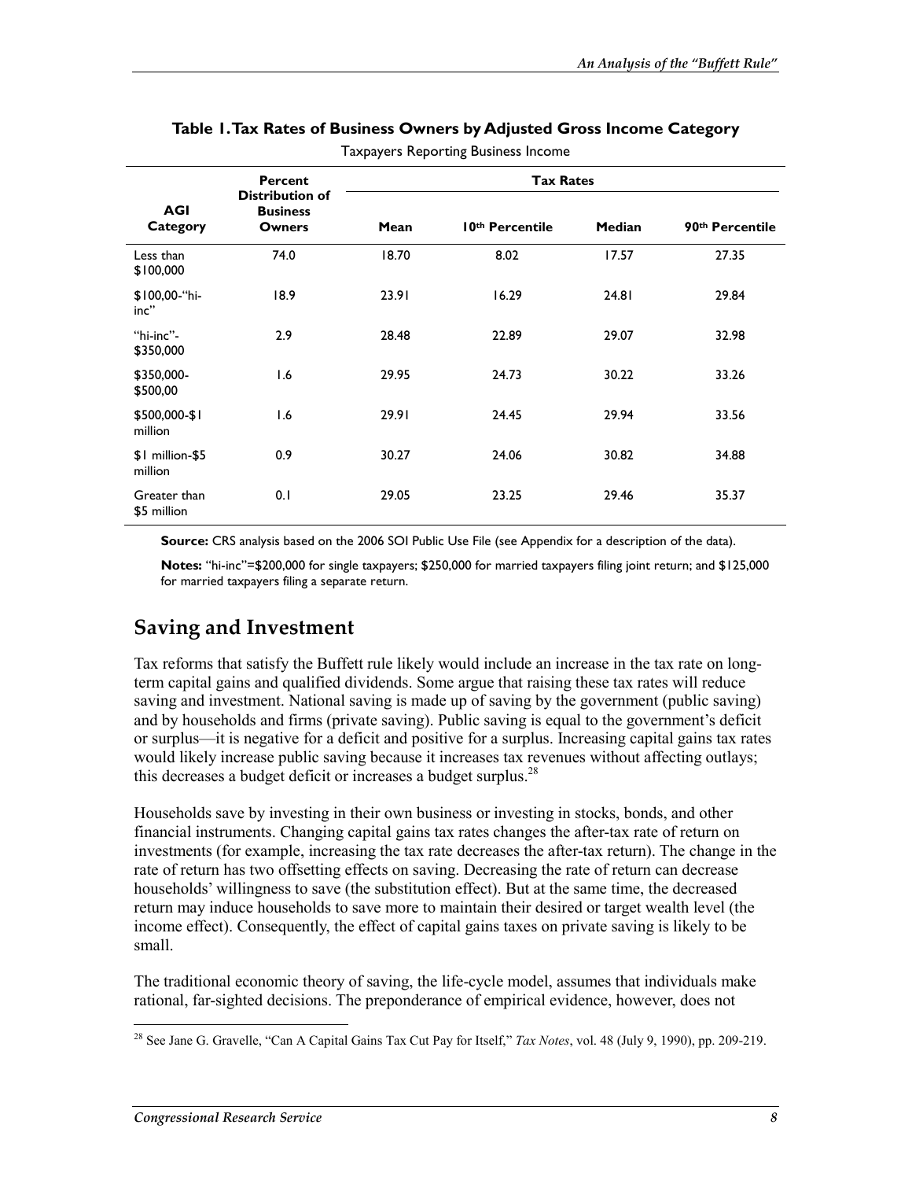**Table 1. Tax Rates of Business Owners by Adjusted Gross Income Category**

Taxpayers Reporting Business Income

| AGI Category | Percent Distribution of Business Owners | Tax Rates | | | |
|---|---|---|---|---|---|
| | | Mean | 10th Percentile | Median | 90th Percentile |
| Less than $100,000 | 74.0 | 18.70 | 8.02 | 17.57 | 27.35 |
| $100,00-"hi-inc" | 18.9 | 23.91 | 16.29 | 24.81 | 29.84 |
| "hi-inc"-$350,000 | 2.9 | 28.48 | 22.89 | 29.07 | 32.98 |
| $350,000-$500,00 | 1.6 | 29.95 | 24.73 | 30.22 | 33.26 |
| $500,000-$1 million | 1.6 | 29.91 | 24.45 | 29.94 | 33.56 |
| $1 million-$5 million | 0.9 | 30.27 | 24.06 | 30.82 | 34.88 |
| Greater than $5 million | 0.1 | 29.05 | 23.25 | 29.46 | 35.37 |

**Source:** CRS analysis based on the 2006 SOI Public Use File (see Appendix for a description of the data).

**Notes:** "hi-inc"=$200,000 for single taxpayers; $250,000 for married taxpayers filing joint return; and $125,000 for married taxpayers filing a separate return.

## Saving and Investment

Tax reforms that satisfy the Buffett rule likely would include an increase in the tax rate on long-term capital gains and qualified dividends. Some argue that raising these tax rates will reduce saving and investment. National saving is made up of saving by the government (public saving) and by households and firms (private saving). Public saving is equal to the government's deficit or surplus—it is negative for a deficit and positive for a surplus. Increasing capital gains tax rates would likely increase public saving because it increases tax revenues without affecting outlays; this decreases a budget deficit or increases a budget surplus.[28]

Households save by investing in their own business or investing in stocks, bonds, and other financial instruments. Changing capital gains tax rates changes the after-tax rate of return on investments (for example, increasing the tax rate decreases the after-tax return). The change in the rate of return has two offsetting effects on saving. Decreasing the rate of return can decrease households' willingness to save (the substitution effect). But at the same time, the decreased return may induce households to save more to maintain their desired or target wealth level (the income effect). Consequently, the effect of capital gains taxes on private saving is likely to be small.

The traditional economic theory of saving, the life-cycle model, assumes that individuals make rational, far-sighted decisions. The preponderance of empirical evidence, however, does not

[28] See Jane G. Gravelle, "Can A Capital Gains Tax Cut Pay for Itself," *Tax Notes*, vol. 48 (July 9, 1990), pp. 209-219.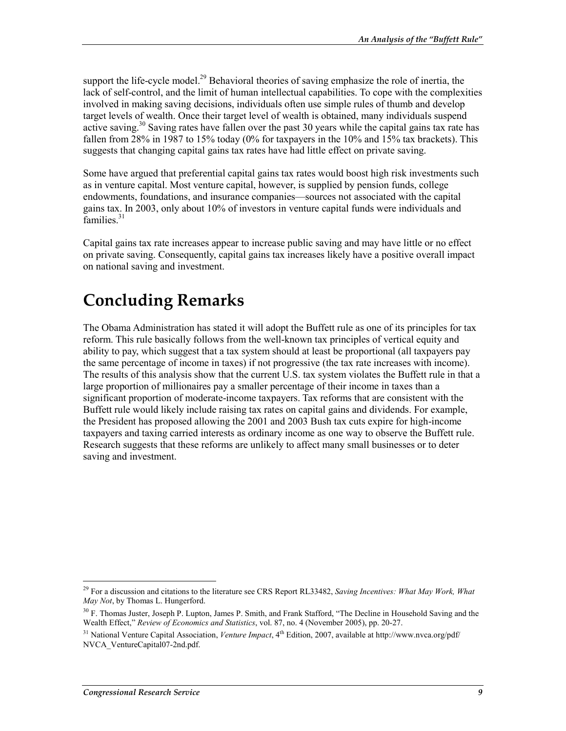support the life-cycle model.[29] Behavioral theories of saving emphasize the role of inertia, the lack of self-control, and the limit of human intellectual capabilities. To cope with the complexities involved in making saving decisions, individuals often use simple rules of thumb and develop target levels of wealth. Once their target level of wealth is obtained, many individuals suspend active saving.[30] Saving rates have fallen over the past 30 years while the capital gains tax rate has fallen from 28% in 1987 to 15% today (0% for taxpayers in the 10% and 15% tax brackets). This suggests that changing capital gains tax rates have had little effect on private saving.

Some have argued that preferential capital gains tax rates would boost high risk investments such as in venture capital. Most venture capital, however, is supplied by pension funds, college endowments, foundations, and insurance companies—sources not associated with the capital gains tax. In 2003, only about 10% of investors in venture capital funds were individuals and families.[31]

Capital gains tax rate increases appear to increase public saving and may have little or no effect on private saving. Consequently, capital gains tax increases likely have a positive overall impact on national saving and investment.

# Concluding Remarks

The Obama Administration has stated it will adopt the Buffett rule as one of its principles for tax reform. This rule basically follows from the well-known tax principles of vertical equity and ability to pay, which suggest that a tax system should at least be proportional (all taxpayers pay the same percentage of income in taxes) if not progressive (the tax rate increases with income). The results of this analysis show that the current U.S. tax system violates the Buffett rule in that a large proportion of millionaires pay a smaller percentage of their income in taxes than a significant proportion of moderate-income taxpayers. Tax reforms that are consistent with the Buffett rule would likely include raising tax rates on capital gains and dividends. For example, the President has proposed allowing the 2001 and 2003 Bush tax cuts expire for high-income taxpayers and taxing carried interests as ordinary income as one way to observe the Buffett rule. Research suggests that these reforms are unlikely to affect many small businesses or to deter saving and investment.

---

[29] For a discussion and citations to the literature see CRS Report RL33482, *Saving Incentives: What May Work, What May Not*, by Thomas L. Hungerford.

[30] F. Thomas Juster, Joseph P. Lupton, James P. Smith, and Frank Stafford, "The Decline in Household Saving and the Wealth Effect," *Review of Economics and Statistics*, vol. 87, no. 4 (November 2005), pp. 20-27.

[31] National Venture Capital Association, *Venture Impact*, 4th Edition, 2007, available at http://www.nvca.org/pdf/NVCA_VentureCapital07-2nd.pdf.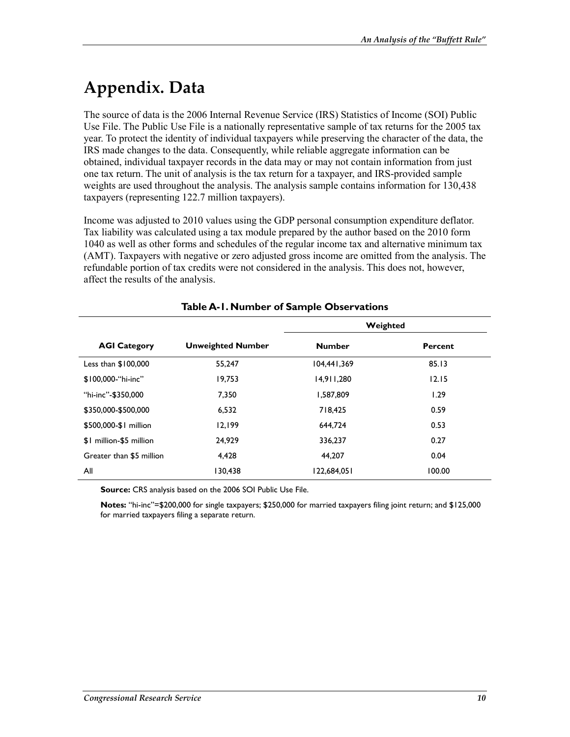# Appendix. Data

The source of data is the 2006 Internal Revenue Service (IRS) Statistics of Income (SOI) Public Use File. The Public Use File is a nationally representative sample of tax returns for the 2005 tax year. To protect the identity of individual taxpayers while preserving the character of the data, the IRS made changes to the data. Consequently, while reliable aggregate information can be obtained, individual taxpayer records in the data may or may not contain information from just one tax return. The unit of analysis is the tax return for a taxpayer, and IRS-provided sample weights are used throughout the analysis. The analysis sample contains information for 130,438 taxpayers (representing 122.7 million taxpayers).

Income was adjusted to 2010 values using the GDP personal consumption expenditure deflator. Tax liability was calculated using a tax module prepared by the author based on the 2010 form 1040 as well as other forms and schedules of the regular income tax and alternative minimum tax (AMT). Taxpayers with negative or zero adjusted gross income are omitted from the analysis. The refundable portion of tax credits were not considered in the analysis. This does not, however, affect the results of the analysis.

**Table A-1. Number of Sample Observations**

| | | Weighted | |
|---|---|---|---|
| **AGI Category** | **Unweighted Number** | **Number** | **Percent** |
| Less than $100,000 | 55,247 | 104,441,369 | 85.13 |
| $100,000-“hi-inc” | 19,753 | 14,911,280 | 12.15 |
| “hi-inc”-$350,000 | 7,350 | 1,587,809 | 1.29 |
| $350,000-$500,000 | 6,532 | 718,425 | 0.59 |
| $500,000-$1 million | 12,199 | 644,724 | 0.53 |
| $1 million-$5 million | 24,929 | 336,237 | 0.27 |
| Greater than $5 million | 4,428 | 44,207 | 0.04 |
| All | 130,438 | 122,684,051 | 100.00 |

**Source:** CRS analysis based on the 2006 SOI Public Use File.

**Notes:** “hi-inc”=$200,000 for single taxpayers; $250,000 for married taxpayers filing joint return; and $125,000 for married taxpayers filing a separate return.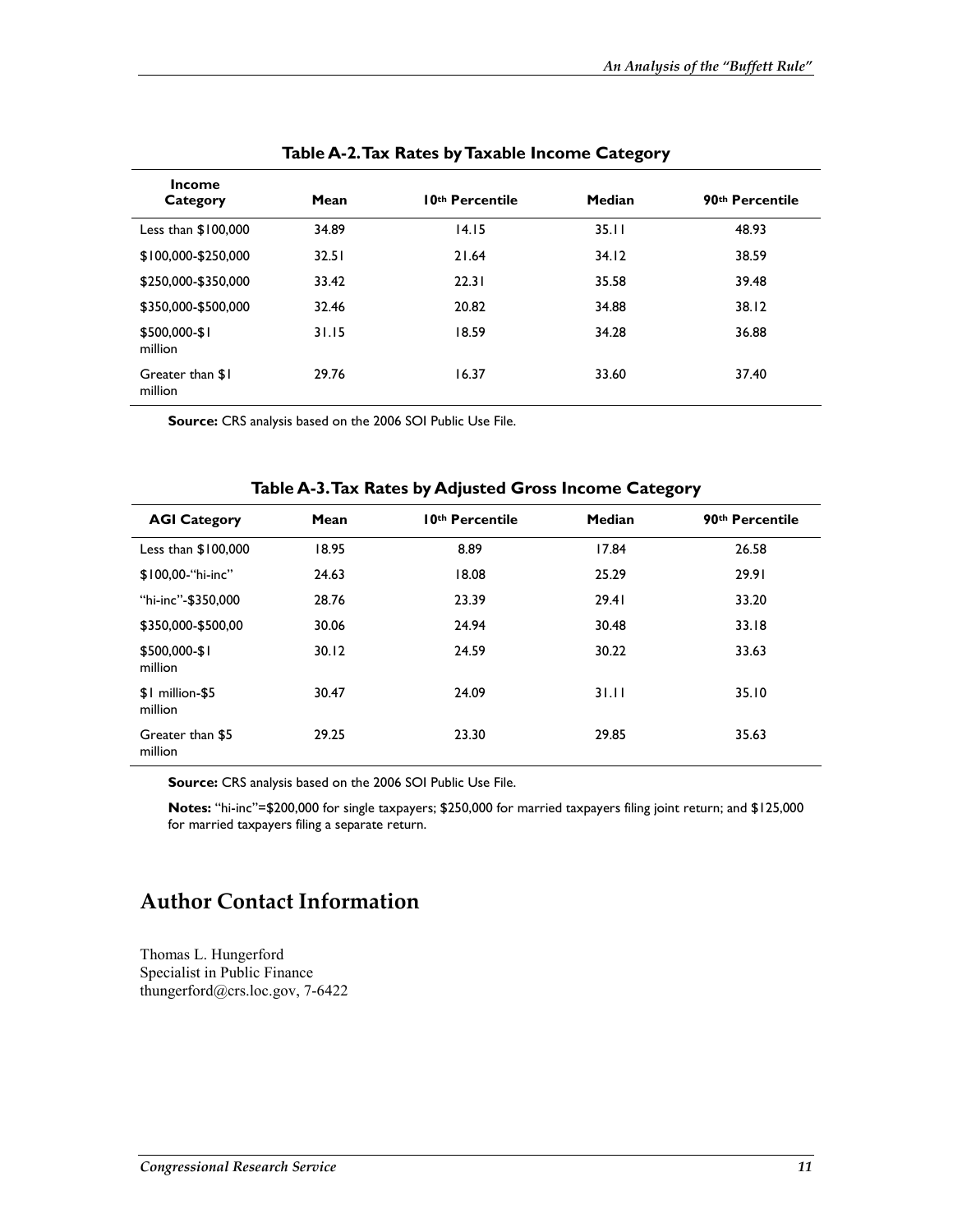**Table A-2. Tax Rates by Taxable Income Category**

| Income Category | Mean | 10th Percentile | Median | 90th Percentile |
|---|---|---|---|---|
| Less than $100,000 | 34.89 | 14.15 | 35.11 | 48.93 |
| $100,000-$250,000 | 32.51 | 21.64 | 34.12 | 38.59 |
| $250,000-$350,000 | 33.42 | 22.31 | 35.58 | 39.48 |
| $350,000-$500,000 | 32.46 | 20.82 | 34.88 | 38.12 |
| $500,000-$1 million | 31.15 | 18.59 | 34.28 | 36.88 |
| Greater than $1 million | 29.76 | 16.37 | 33.60 | 37.40 |

**Source:** CRS analysis based on the 2006 SOI Public Use File.

**Table A-3. Tax Rates by Adjusted Gross Income Category**

| AGI Category | Mean | 10th Percentile | Median | 90th Percentile |
|---|---|---|---|---|
| Less than $100,000 | 18.95 | 8.89 | 17.84 | 26.58 |
| $100,00-"hi-inc" | 24.63 | 18.08 | 25.29 | 29.91 |
| "hi-inc"-$350,000 | 28.76 | 23.39 | 29.41 | 33.20 |
| $350,000-$500,00 | 30.06 | 24.94 | 30.48 | 33.18 |
| $500,000-$1 million | 30.12 | 24.59 | 30.22 | 33.63 |
| $1 million-$5 million | 30.47 | 24.09 | 31.11 | 35.10 |
| Greater than $5 million | 29.25 | 23.30 | 29.85 | 35.63 |

**Source:** CRS analysis based on the 2006 SOI Public Use File.

**Notes:** "hi-inc"=$200,000 for single taxpayers; $250,000 for married taxpayers filing joint return; and $125,000 for married taxpayers filing a separate return.

## Author Contact Information

Thomas L. Hungerford
Specialist in Public Finance
thungerford@crs.loc.gov, 7-6422